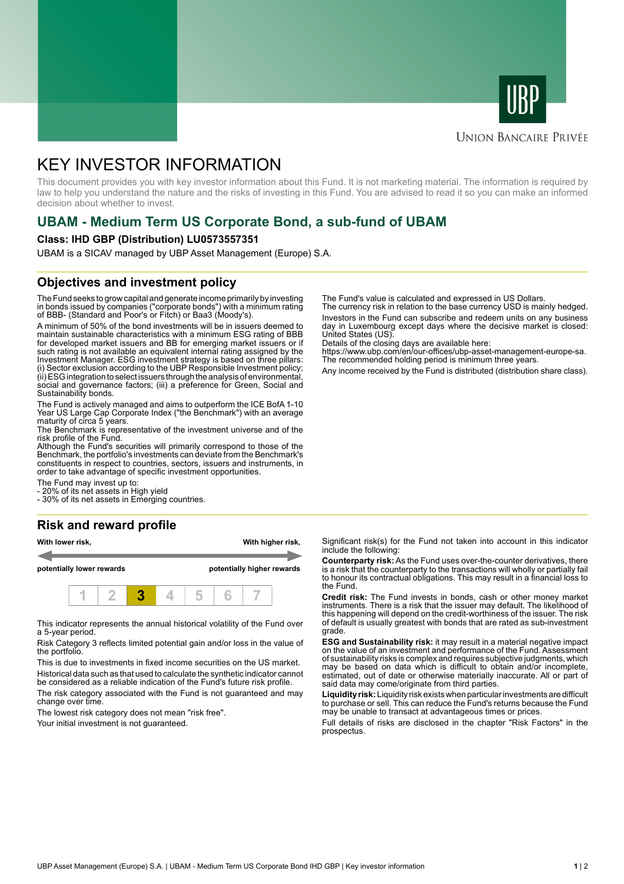UBP

Union Bancaire Privée

# KEY INVESTOR INFORMATION

This document provides you with key investor information about this Fund. It is not marketing material. The information is required by law to help you understand the nature and the risks of investing in this Fund. You are advised to read it so you can make an informed decision about whether to invest.

## UBAM - Medium Term US Corporate Bond, a sub-fund of UBAM

**Class: IHD GBP (Distribution) LU0573557351**

UBAM is a SICAV managed by UBP Asset Management (Europe) S.A.

## Objectives and investment policy

The Fund seeks to grow capital and generate income primarily by investing in bonds issued by companies ("corporate bonds") with a minimum rating of BBB- (Standard and Poor's or Fitch) or Baa3 (Moody's).

A minimum of 50% of the bond investments will be in issuers deemed to maintain sustainable characteristics with a minimum ESG rating of BBB for developed market issuers and BB for emerging market issuers or if such rating is not available an equivalent internal rating assigned by the Investment Manager. ESG investment strategy is based on three pillars: (i) Sector exclusion according to the UBP Responsible Investment policy; (ii) ESG integration to select issuers through the analysis of environmental, social and governance factors; (iii) a preference for Green, Social and Sustainability bonds.

The Fund is actively managed and aims to outperform the ICE BofA 1-10 Year US Large Cap Corporate Index ("the Benchmark") with an average maturity of circa 5 years.

The Benchmark is representative of the investment universe and of the risk profile of the Fund.

Although the Fund's securities will primarily correspond to those of the Benchmark, the portfolio's investments can deviate from the Benchmark's constituents in respect to countries, sectors, issuers and instruments, in order to take advantage of specific investment opportunities.

The Fund may invest up to:
- 20% of its net assets in High yield
- 30% of its net assets in Emerging countries.

The Fund's value is calculated and expressed in US Dollars.
The currency risk in relation to the base currency USD is mainly hedged.

Investors in the Fund can subscribe and redeem units on any business day in Luxembourg except days where the decisive market is closed: United States (US).

Details of the closing days are available here:
https://www.ubp.com/en/our-offices/ubp-asset-management-europe-sa.
The recommended holding period is minimum three years.

Any income received by the Fund is distributed (distribution share class).

## Risk and reward profile

**With lower risk,** **potentially lower rewards** — **With higher risk,** **potentially higher rewards**

| 1 | 2 | **3** | 4 | 5 | 6 | 7 |
|---|---|---|---|---|---|---|

This indicator represents the annual historical volatility of the Fund over a 5-year period.

Risk Category 3 reflects limited potential gain and/or loss in the value of the portfolio.

This is due to investments in fixed income securities on the US market.

Historical data such as that used to calculate the synthetic indicator cannot be considered as a reliable indication of the Fund's future risk profile.

The risk category associated with the Fund is not guaranteed and may change over time.

The lowest risk category does not mean "risk free".

Your initial investment is not guaranteed.

Significant risk(s) for the Fund not taken into account in this indicator include the following:

**Counterparty risk:** As the Fund uses over-the-counter derivatives, there is a risk that the counterparty to the transactions will wholly or partially fail to honour its contractual obligations. This may result in a financial loss to the Fund.

**Credit risk:** The Fund invests in bonds, cash or other money market instruments. There is a risk that the issuer may default. The likelihood of this happening will depend on the credit-worthiness of the issuer. The risk of default is usually greatest with bonds that are rated as sub-investment grade.

**ESG and Sustainability risk:** it may result in a material negative impact on the value of an investment and performance of the Fund. Assessment of sustainability risks is complex and requires subjective judgments, which may be based on data which is difficult to obtain and/or incomplete, estimated, out of date or otherwise materially inaccurate. All or part of said data may come/originate from third parties.

**Liquidity risk:** Liquidity risk exists when particular investments are difficult to purchase or sell. This can reduce the Fund's returns because the Fund may be unable to transact at advantageous times or prices.

Full details of risks are disclosed in the chapter "Risk Factors" in the prospectus.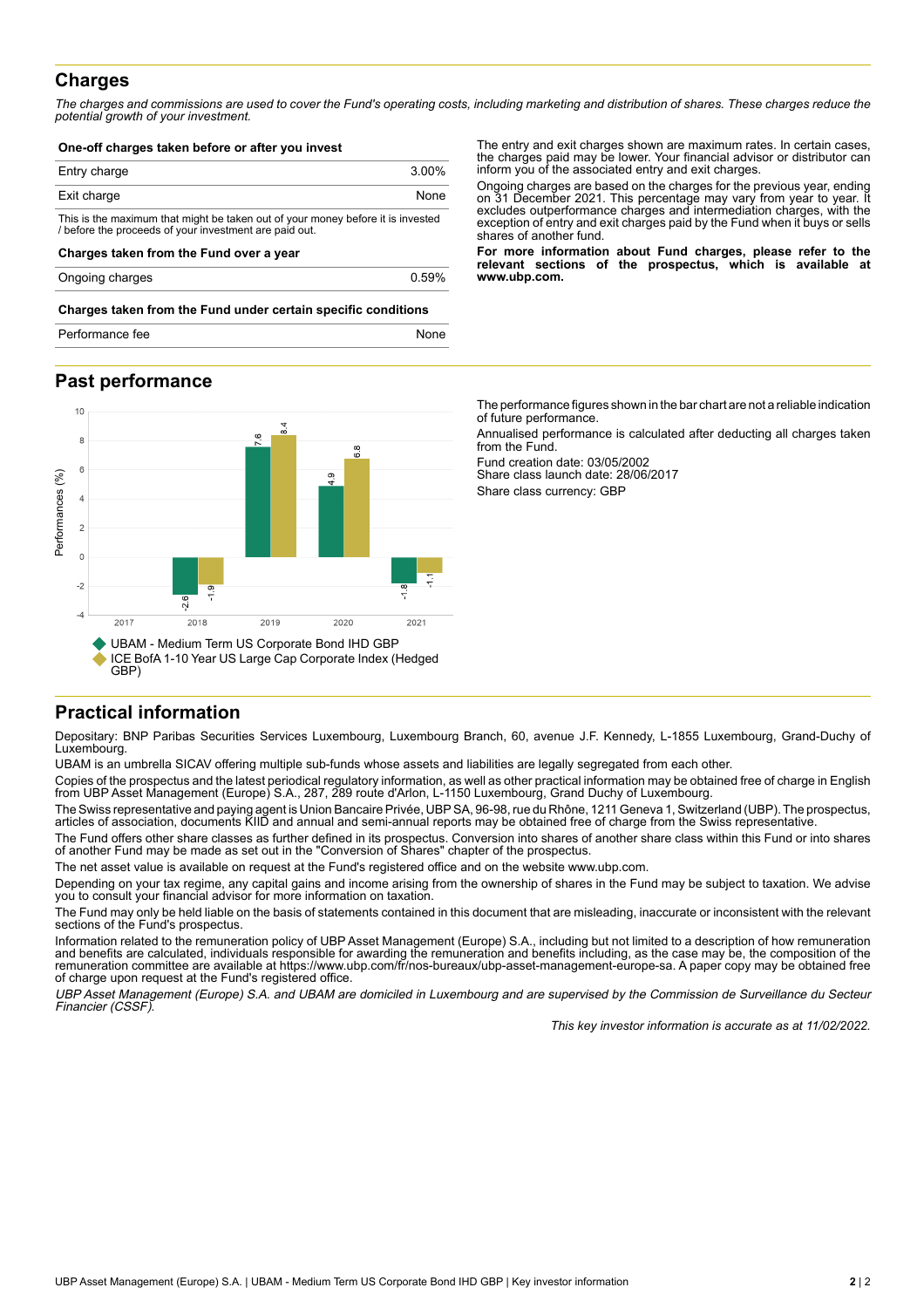## Charges

*The charges and commissions are used to cover the Fund's operating costs, including marketing and distribution of shares. These charges reduce the potential growth of your investment.*

| One-off charges taken before or after you invest | |
|---|---|
| Entry charge | 3.00% |
| Exit charge | None |

This is the maximum that might be taken out of your money before it is invested / before the proceeds of your investment are paid out.

| Charges taken from the Fund over a year | |
|---|---|
| Ongoing charges | 0.59% |

| Charges taken from the Fund under certain specific conditions | |
|---|---|
| Performance fee | None |

The entry and exit charges shown are maximum rates. In certain cases, the charges paid may be lower. Your financial advisor or distributor can inform you of the associated entry and exit charges.

Ongoing charges are based on the charges for the previous year, ending on 31 December 2021. This percentage may vary from year to year. It excludes outperformance charges and intermediation charges, with the exception of entry and exit charges paid by the Fund when it buys or sells shares of another fund.

**For more information about Fund charges, please refer to the relevant sections of the prospectus, which is available at www.ubp.com.**

## Past performance

Performances (%)

10
8
6
4
2
0
-2
-4

2017 2018 2019 2020 2021

-2.6 -1.9
7.6 8.4
4.9 6.8
-1.8 -1.1

UBAM - Medium Term US Corporate Bond IHD GBP
ICE BofA 1-10 Year US Large Cap Corporate Index (Hedged GBP)

The performance figures shown in the bar chart are not a reliable indication of future performance.

Annualised performance is calculated after deducting all charges taken from the Fund.

Fund creation date: 03/05/2002
Share class launch date: 28/06/2017
Share class currency: GBP

## Practical information

Depositary: BNP Paribas Securities Services Luxembourg, Luxembourg Branch, 60, avenue J.F. Kennedy, L-1855 Luxembourg, Grand-Duchy of Luxembourg.

UBAM is an umbrella SICAV offering multiple sub-funds whose assets and liabilities are legally segregated from each other.

Copies of the prospectus and the latest periodical regulatory information, as well as other practical information may be obtained free of charge in English from UBP Asset Management (Europe) S.A., 287, 289 route d'Arlon, L-1150 Luxembourg, Grand Duchy of Luxembourg.

The Swiss representative and paying agent is Union Bancaire Privée, UBP SA, 96-98, rue du Rhône, 1211 Geneva 1, Switzerland (UBP). The prospectus, articles of association, documents KIID and annual and semi-annual reports may be obtained free of charge from the Swiss representative.

The Fund offers other share classes as further defined in its prospectus. Conversion into shares of another share class within this Fund or into shares of another Fund may be made as set out in the "Conversion of Shares" chapter of the prospectus.

The net asset value is available on request at the Fund's registered office and on the website www.ubp.com.

Depending on your tax regime, any capital gains and income arising from the ownership of shares in the Fund may be subject to taxation. We advise you to consult your financial advisor for more information on taxation.

The Fund may only be held liable on the basis of statements contained in this document that are misleading, inaccurate or inconsistent with the relevant sections of the Fund's prospectus.

Information related to the remuneration policy of UBP Asset Management (Europe) S.A., including but not limited to a description of how remuneration and benefits are calculated, individuals responsible for awarding the remuneration and benefits including, as the case may be, the composition of the remuneration committee are available at https://www.ubp.com/fr/nos-bureaux/ubp-asset-management-europe-sa. A paper copy may be obtained free of charge upon request at the Fund's registered office.

*UBP Asset Management (Europe) S.A. and UBAM are domiciled in Luxembourg and are supervised by the Commission de Surveillance du Secteur Financier (CSSF).*

*This key investor information is accurate as at 11/02/2022.*